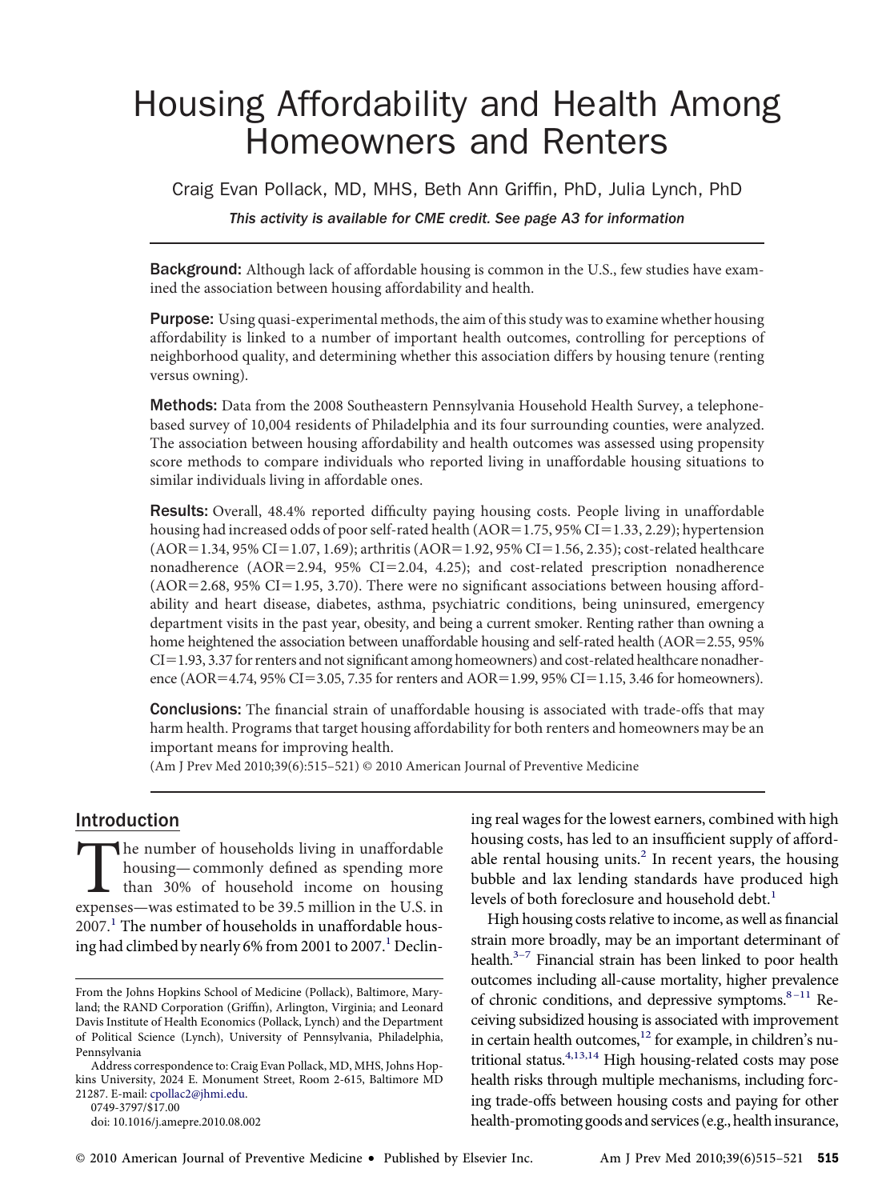# Housing Affordability and Health Among Homeowners and Renters

Craig Evan Pollack, MD, MHS, Beth Ann Griffin, PhD, Julia Lynch, PhD

*This activity is available for CME credit. See page A3 for information*

**Background:** Although lack of affordable housing is common in the U.S., few studies have examined the association between housing affordability and health.

**Purpose:** Using quasi-experimental methods, the aim of this study was to examine whether housing affordability is linked to a number of important health outcomes, controlling for perceptions of neighborhood quality, and determining whether this association differs by housing tenure (renting versus owning).

**Methods:** Data from the 2008 Southeastern Pennsylvania Household Health Survey, a telephone-based survey of 10,004 residents of Philadelphia and its four surrounding counties, were analyzed. The association between housing affordability and health outcomes was assessed using propensity score methods to compare individuals who reported living in unaffordable housing situations to similar individuals living in affordable ones.

**Results:** Overall, 48.4% reported difficulty paying housing costs. People living in unaffordable housing had increased odds of poor self-rated health (AOR=1.75, 95% CI=1.33, 2.29); hypertension (AOR=1.34, 95% CI=1.07, 1.69); arthritis (AOR=1.92, 95% CI=1.56, 2.35); cost-related healthcare nonadherence (AOR=2.94, 95% CI=2.04, 4.25); and cost-related prescription nonadherence (AOR=2.68, 95% CI=1.95, 3.70). There were no significant associations between housing affordability and heart disease, diabetes, asthma, psychiatric conditions, being uninsured, emergency department visits in the past year, obesity, and being a current smoker. Renting rather than owning a home heightened the association between unaffordable housing and self-rated health (AOR=2.55, 95% CI=1.93, 3.37 for renters and not significant among homeowners) and cost-related healthcare nonadherence (AOR=4.74, 95% CI=3.05, 7.35 for renters and AOR=1.99, 95% CI=1.15, 3.46 for homeowners).

**Conclusions:** The financial strain of unaffordable housing is associated with trade-offs that may harm health. Programs that target housing affordability for both renters and homeowners may be an important means for improving health.

(Am J Prev Med 2010;39(6):515–521) © 2010 American Journal of Preventive Medicine

## Introduction

The number of households living in unaffordable housing—commonly defined as spending more than 30% of household income on housing expenses—was estimated to be 39.5 million in the U.S. in 2007.[1] The number of households in unaffordable housing had climbed by nearly 6% from 2001 to 2007.[1] Declining real wages for the lowest earners, combined with high housing costs, has led to an insufficient supply of affordable rental housing units.[2] In recent years, the housing bubble and lax lending standards have produced high levels of both foreclosure and household debt.[1]

High housing costs relative to income, as well as financial strain more broadly, may be an important determinant of health.[3–7] Financial strain has been linked to poor health outcomes including all-cause mortality, higher prevalence of chronic conditions, and depressive symptoms.[8–11] Receiving subsidized housing is associated with improvement in certain health outcomes,[12] for example, in children's nutritional status.[4,13,14] High housing-related costs may pose health risks through multiple mechanisms, including forcing trade-offs between housing costs and paying for other health-promoting goods and services (e.g., health insurance,

From the Johns Hopkins School of Medicine (Pollack), Baltimore, Maryland; the RAND Corporation (Griffin), Arlington, Virginia; and Leonard Davis Institute of Health Economics (Pollack, Lynch) and the Department of Political Science (Lynch), University of Pennsylvania, Philadelphia, Pennsylvania

Address correspondence to: Craig Evan Pollack, MD, MHS, Johns Hopkins University, 2024 E. Monument Street, Room 2-615, Baltimore MD 21287. E-mail: cpollac2@jhmi.edu.

0749-3797/$17.00

doi: 10.1016/j.amepre.2010.08.002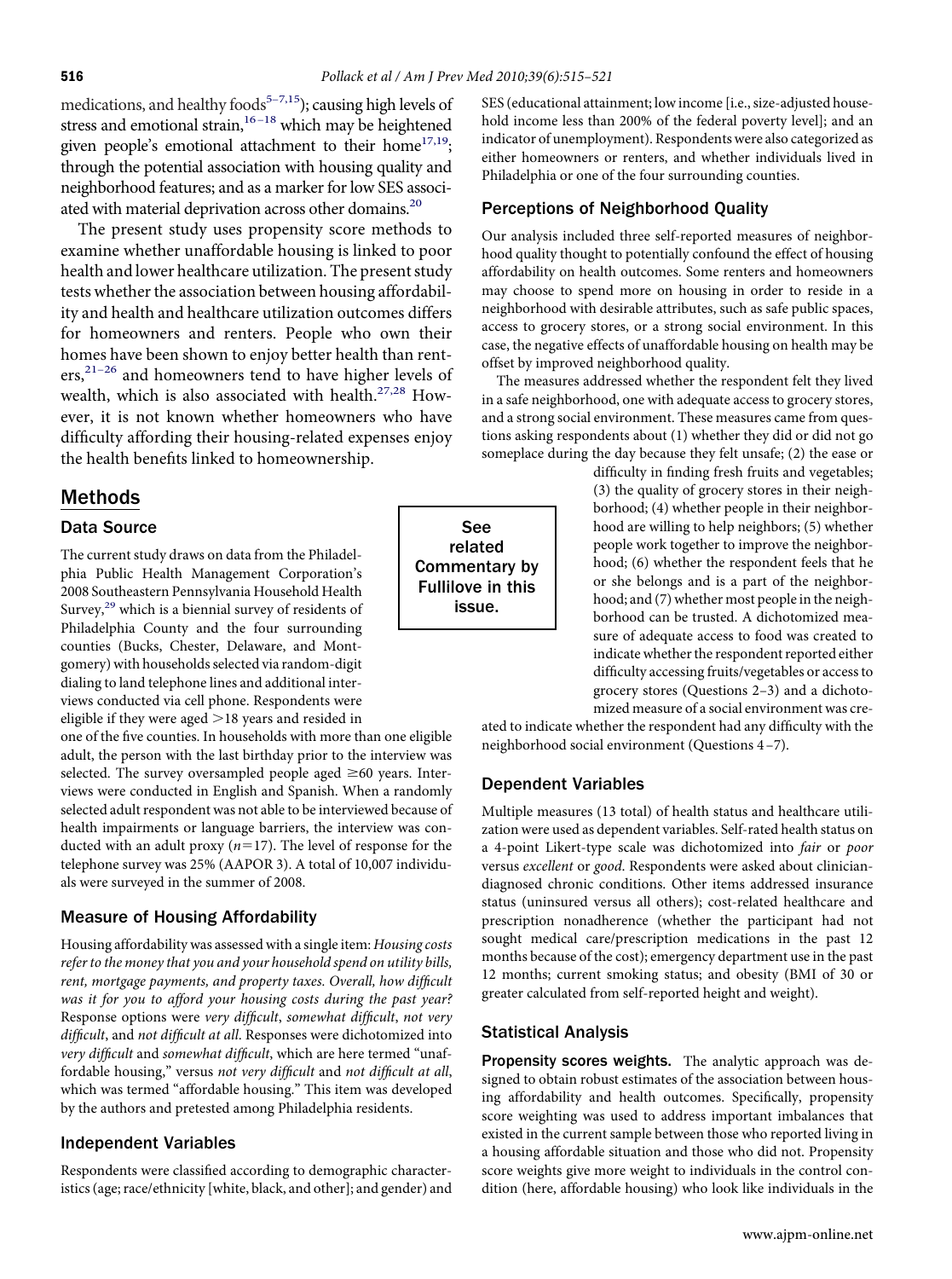medications, and healthy foods[5–7,15]); causing high levels of stress and emotional strain,[16–18] which may be heightened given people's emotional attachment to their home[17,19]; through the potential association with housing quality and neighborhood features; and as a marker for low SES associated with material deprivation across other domains.[20]

The present study uses propensity score methods to examine whether unaffordable housing is linked to poor health and lower healthcare utilization. The present study tests whether the association between housing affordability and health and healthcare utilization outcomes differs for homeowners and renters. People who own their homes have been shown to enjoy better health than renters,[21–26] and homeowners tend to have higher levels of wealth, which is also associated with health.[27,28] However, it is not known whether homeowners who have difficulty affording their housing-related expenses enjoy the health benefits linked to homeownership.

# Methods

## Data Source

The current study draws on data from the Philadelphia Public Health Management Corporation's 2008 Southeastern Pennsylvania Household Health Survey,[29] which is a biennial survey of residents of Philadelphia County and the four surrounding counties (Bucks, Chester, Delaware, and Montgomery) with households selected via random-digit dialing to land telephone lines and additional interviews conducted via cell phone. Respondents were eligible if they were aged >18 years and resided in one of the five counties. In households with more than one eligible adult, the person with the last birthday prior to the interview was selected. The survey oversampled people aged ≥60 years. Interviews were conducted in English and Spanish. When a randomly selected adult respondent was not able to be interviewed because of health impairments or language barriers, the interview was conducted with an adult proxy ($n$=17). The level of response for the telephone survey was 25% (AAPOR 3). A total of 10,007 individuals were surveyed in the summer of 2008.

**See related Commentary by Fullilove in this issue.**

## Measure of Housing Affordability

Housing affordability was assessed with a single item: *Housing costs refer to the money that you and your household spend on utility bills, rent, mortgage payments, and property taxes. Overall, how difficult was it for you to afford your housing costs during the past year?* Response options were *very difficult*, *somewhat difficult*, *not very difficult*, and *not difficult at all*. Responses were dichotomized into *very difficult* and *somewhat difficult*, which are here termed "unaffordable housing," versus *not very difficult* and *not difficult at all*, which was termed "affordable housing." This item was developed by the authors and pretested among Philadelphia residents.

## Independent Variables

Respondents were classified according to demographic characteristics (age; race/ethnicity [white, black, and other]; and gender) and SES (educational attainment; low income [i.e., size-adjusted household income less than 200% of the federal poverty level]; and an indicator of unemployment). Respondents were also categorized as either homeowners or renters, and whether individuals lived in Philadelphia or one of the four surrounding counties.

## Perceptions of Neighborhood Quality

Our analysis included three self-reported measures of neighborhood quality thought to potentially confound the effect of housing affordability on health outcomes. Some renters and homeowners may choose to spend more on housing in order to reside in a neighborhood with desirable attributes, such as safe public spaces, access to grocery stores, or a strong social environment. In this case, the negative effects of unaffordable housing on health may be offset by improved neighborhood quality.

The measures addressed whether the respondent felt they lived in a safe neighborhood, one with adequate access to grocery stores, and a strong social environment. These measures came from questions asking respondents about (1) whether they did or did not go someplace during the day because they felt unsafe; (2) the ease or difficulty in finding fresh fruits and vegetables; (3) the quality of grocery stores in their neighborhood; (4) whether people in their neighborhood are willing to help neighbors; (5) whether people work together to improve the neighborhood; (6) whether the respondent feels that he or she belongs and is a part of the neighborhood; and (7) whether most people in the neighborhood can be trusted. A dichotomized measure of adequate access to food was created to indicate whether the respondent reported either difficulty accessing fruits/vegetables or access to grocery stores (Questions 2–3) and a dichotomized measure of a social environment was created to indicate whether the respondent had any difficulty with the neighborhood social environment (Questions 4–7).

## Dependent Variables

Multiple measures (13 total) of health status and healthcare utilization were used as dependent variables. Self-rated health status on a 4-point Likert-type scale was dichotomized into *fair* or *poor* versus *excellent* or *good*. Respondents were asked about clinician-diagnosed chronic conditions. Other items addressed insurance status (uninsured versus all others); cost-related healthcare and prescription nonadherence (whether the participant had not sought medical care/prescription medications in the past 12 months because of the cost); emergency department use in the past 12 months; current smoking status; and obesity (BMI of 30 or greater calculated from self-reported height and weight).

## Statistical Analysis

**Propensity scores weights.** The analytic approach was designed to obtain robust estimates of the association between housing affordability and health outcomes. Specifically, propensity score weighting was used to address important imbalances that existed in the current sample between those who reported living in a housing affordable situation and those who did not. Propensity score weights give more weight to individuals in the control condition (here, affordable housing) who look like individuals in the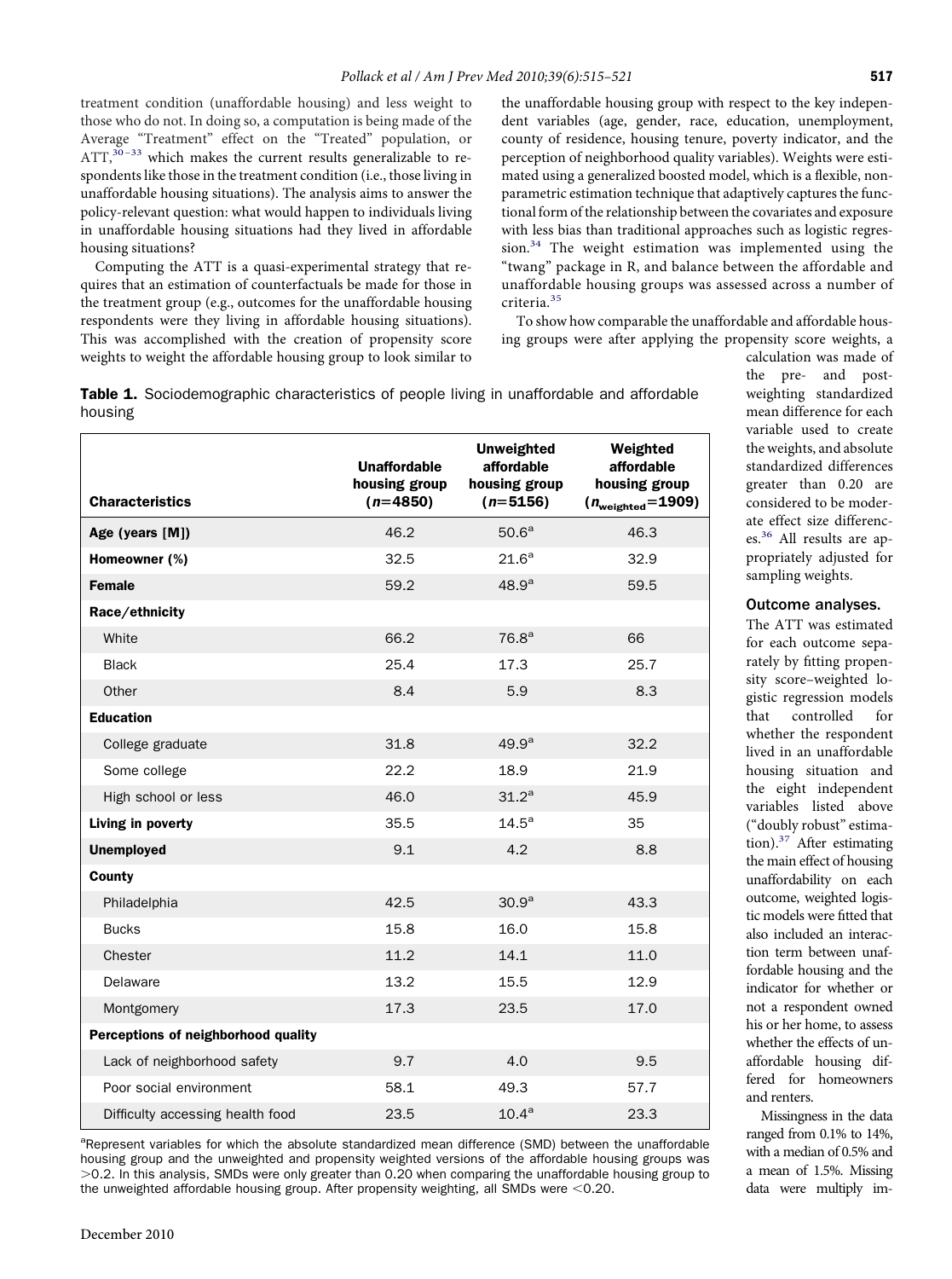treatment condition (unaffordable housing) and less weight to those who do not. In doing so, a computation is being made of the Average "Treatment" effect on the "Treated" population, or ATT,[30–33] which makes the current results generalizable to respondents like those in the treatment condition (i.e., those living in unaffordable housing situations). The analysis aims to answer the policy-relevant question: what would happen to individuals living in unaffordable housing situations had they lived in affordable housing situations?

Computing the ATT is a quasi-experimental strategy that requires that an estimation of counterfactuals be made for those in the treatment group (e.g., outcomes for the unaffordable housing respondents were they living in affordable housing situations). This was accomplished with the creation of propensity score weights to weight the affordable housing group to look similar to the unaffordable housing group with respect to the key independent variables (age, gender, race, education, unemployment, county of residence, housing tenure, poverty indicator, and the perception of neighborhood quality variables). Weights were estimated using a generalized boosted model, which is a flexible, nonparametric estimation technique that adaptively captures the functional form of the relationship between the covariates and exposure with less bias than traditional approaches such as logistic regression.[34] The weight estimation was implemented using the "twang" package in R, and balance between the affordable and unaffordable housing groups was assessed across a number of criteria.[35]

To show how comparable the unaffordable and affordable housing groups were after applying the propensity score weights, a calculation was made of the pre- and post-weighting standardized mean difference for each variable used to create the weights, and absolute standardized differences greater than 0.20 are considered to be moderate effect size differences.[36] All results are appropriately adjusted for sampling weights.

**Table 1.** Sociodemographic characteristics of people living in unaffordable and affordable housing

| Characteristics | Unaffordable housing group ($n$=4850) | Unweighted affordable housing group ($n$=5156) | Weighted affordable housing group ($n_{\text{weighted}}$=1909) |
|---|---|---|---|
| **Age (years [M])** | 46.2 | 50.6[a] | 46.3 |
| **Homeowner (%)** | 32.5 | 21.6[a] | 32.9 |
| **Female** | 59.2 | 48.9[a] | 59.5 |
| **Race/ethnicity** | | | |
| White | 66.2 | 76.8[a] | 66 |
| Black | 25.4 | 17.3 | 25.7 |
| Other | 8.4 | 5.9 | 8.3 |
| **Education** | | | |
| College graduate | 31.8 | 49.9[a] | 32.2 |
| Some college | 22.2 | 18.9 | 21.9 |
| High school or less | 46.0 | 31.2[a] | 45.9 |
| **Living in poverty** | 35.5 | 14.5[a] | 35 |
| **Unemployed** | 9.1 | 4.2 | 8.8 |
| **County** | | | |
| Philadelphia | 42.5 | 30.9[a] | 43.3 |
| Bucks | 15.8 | 16.0 | 15.8 |
| Chester | 11.2 | 14.1 | 11.0 |
| Delaware | 13.2 | 15.5 | 12.9 |
| Montgomery | 17.3 | 23.5 | 17.0 |
| **Perceptions of neighborhood quality** | | | |
| Lack of neighborhood safety | 9.7 | 4.0 | 9.5 |
| Poor social environment | 58.1 | 49.3 | 57.7 |
| Difficulty accessing health food | 23.5 | 10.4[a] | 23.3 |

[a]Represent variables for which the absolute standardized mean difference (SMD) between the unaffordable housing group and the unweighted and propensity weighted versions of the affordable housing groups was >0.2. In this analysis, SMDs were only greater than 0.20 when comparing the unaffordable housing group to the unweighted affordable housing group. After propensity weighting, all SMDs were <0.20.

### Outcome analyses.

The ATT was estimated for each outcome separately by fitting propensity score–weighted logistic regression models that controlled for whether the respondent lived in an unaffordable housing situation and the eight independent variables listed above ("doubly robust" estimation).[37] After estimating the main effect of housing unaffordability on each outcome, weighted logistic models were fitted that also included an interaction term between unaffordable housing and the indicator for whether or not a respondent owned his or her home, to assess whether the effects of unaffordable housing differed for homeowners and renters.

Missingness in the data ranged from 0.1% to 14%, with a median of 0.5% and a mean of 1.5%. Missing data were multiply im-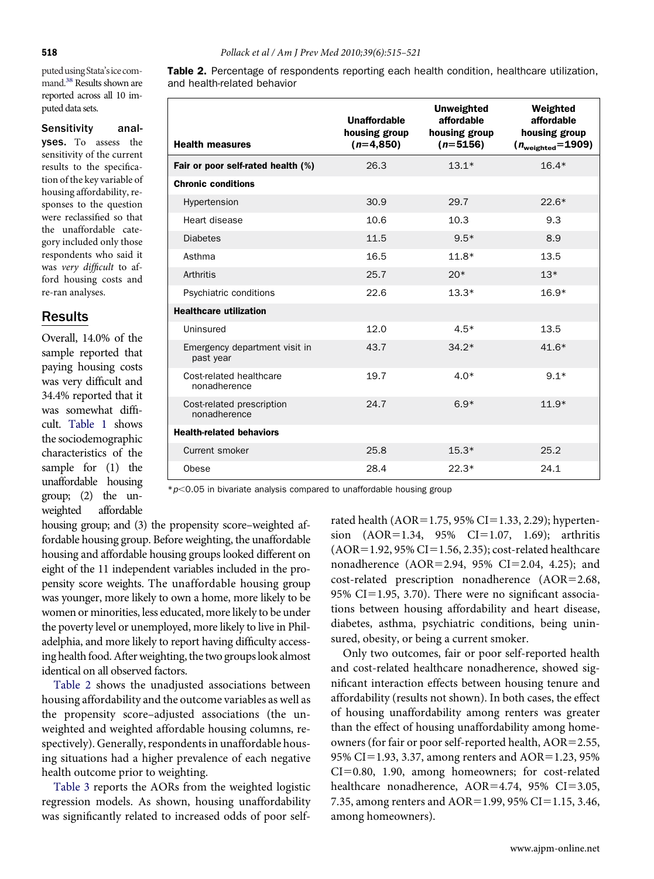puted using Stata's ice command.[38] Results shown are reported across all 10 imputed data sets.

**Sensitivity analyses.** To assess the sensitivity of the current results to the specification of the key variable of housing affordability, responses to the question were reclassified so that the unaffordable category included only those respondents who said it was *very difficult* to afford housing costs and re-ran analyses.

## Results

Overall, 14.0% of the sample reported that paying housing costs was very difficult and 34.4% reported that it was somewhat difficult. Table 1 shows the sociodemographic characteristics of the sample for (1) the unaffordable housing group; (2) the unweighted affordable housing group; and (3) the propensity score–weighted affordable housing group. Before weighting, the unaffordable housing and affordable housing groups looked different on eight of the 11 independent variables included in the propensity score weights. The unaffordable housing group was younger, more likely to own a home, more likely to be women or minorities, less educated, more likely to be under the poverty level or unemployed, more likely to live in Philadelphia, and more likely to report having difficulty accessing health food. After weighting, the two groups look almost identical on all observed factors.

**Table 2.** Percentage of respondents reporting each health condition, healthcare utilization, and health-related behavior

| Health measures | Unaffordable housing group ($n$=4,850) | Unweighted affordable housing group ($n$=5156) | Weighted affordable housing group ($n_{weighted}$=1909) |
|---|---|---|---|
| **Fair or poor self-rated health (%)** | 26.3 | 13.1* | 16.4* |
| **Chronic conditions** | | | |
| Hypertension | 30.9 | 29.7 | 22.6* |
| Heart disease | 10.6 | 10.3 | 9.3 |
| Diabetes | 11.5 | 9.5* | 8.9 |
| Asthma | 16.5 | 11.8* | 13.5 |
| Arthritis | 25.7 | 20* | 13* |
| Psychiatric conditions | 22.6 | 13.3* | 16.9* |
| **Healthcare utilization** | | | |
| Uninsured | 12.0 | 4.5* | 13.5 |
| Emergency department visit in past year | 43.7 | 34.2* | 41.6* |
| Cost-related healthcare nonadherence | 19.7 | 4.0* | 9.1* |
| Cost-related prescription nonadherence | 24.7 | 6.9* | 11.9* |
| **Health-related behaviors** | | | |
| Current smoker | 25.8 | 15.3* | 25.2 |
| Obese | 28.4 | 22.3* | 24.1 |

*$p<0.05$ in bivariate analysis compared to unaffordable housing group

Table 2 shows the unadjusted associations between housing affordability and the outcome variables as well as the propensity score–adjusted associations (the unweighted and weighted affordable housing columns, respectively). Generally, respondents in unaffordable housing situations had a higher prevalence of each negative health outcome prior to weighting.

Table 3 reports the AORs from the weighted logistic regression models. As shown, housing unaffordability was significantly related to increased odds of poor self-rated health (AOR=1.75, 95% CI=1.33, 2.29); hypertension (AOR=1.34, 95% CI=1.07, 1.69); arthritis (AOR=1.92, 95% CI=1.56, 2.35); cost-related healthcare nonadherence (AOR=2.94, 95% CI=2.04, 4.25); and cost-related prescription nonadherence (AOR=2.68, 95% CI=1.95, 3.70). There were no significant associations between housing affordability and heart disease, diabetes, asthma, psychiatric conditions, being uninsured, obesity, or being a current smoker.

Only two outcomes, fair or poor self-reported health and cost-related healthcare nonadherence, showed significant interaction effects between housing tenure and affordability (results not shown). In both cases, the effect of housing unaffordability among renters was greater than the effect of housing unaffordability among homeowners (for fair or poor self-reported health, AOR=2.55, 95% CI=1.93, 3.37, among renters and AOR=1.23, 95% CI=0.80, 1.90, among homeowners; for cost-related healthcare nonadherence, AOR=4.74, 95% CI=3.05, 7.35, among renters and AOR=1.99, 95% CI=1.15, 3.46, among homeowners).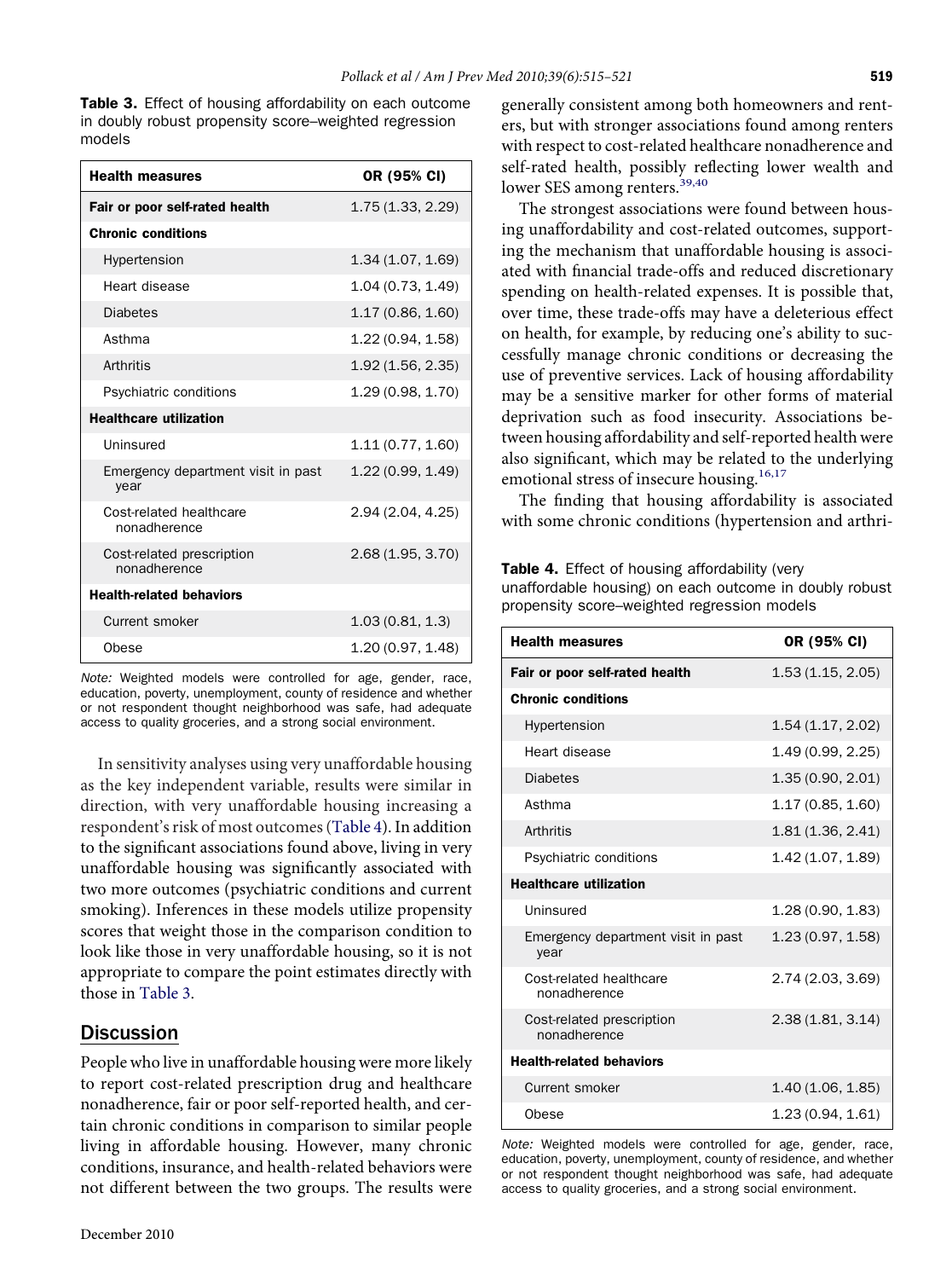**Table 3.** Effect of housing affordability on each outcome in doubly robust propensity score–weighted regression models

| Health measures | OR (95% CI) |
|---|---|
| **Fair or poor self-rated health** | 1.75 (1.33, 2.29) |
| **Chronic conditions** | |
| Hypertension | 1.34 (1.07, 1.69) |
| Heart disease | 1.04 (0.73, 1.49) |
| Diabetes | 1.17 (0.86, 1.60) |
| Asthma | 1.22 (0.94, 1.58) |
| Arthritis | 1.92 (1.56, 2.35) |
| Psychiatric conditions | 1.29 (0.98, 1.70) |
| **Healthcare utilization** | |
| Uninsured | 1.11 (0.77, 1.60) |
| Emergency department visit in past year | 1.22 (0.99, 1.49) |
| Cost-related healthcare nonadherence | 2.94 (2.04, 4.25) |
| Cost-related prescription nonadherence | 2.68 (1.95, 3.70) |
| **Health-related behaviors** | |
| Current smoker | 1.03 (0.81, 1.3) |
| Obese | 1.20 (0.97, 1.48) |

*Note:* Weighted models were controlled for age, gender, race, education, poverty, unemployment, county of residence and whether or not respondent thought neighborhood was safe, had adequate access to quality groceries, and a strong social environment.

In sensitivity analyses using very unaffordable housing as the key independent variable, results were similar in direction, with very unaffordable housing increasing a respondent's risk of most outcomes (Table 4). In addition to the significant associations found above, living in very unaffordable housing was significantly associated with two more outcomes (psychiatric conditions and current smoking). Inferences in these models utilize propensity scores that weight those in the comparison condition to look like those in very unaffordable housing, so it is not appropriate to compare the point estimates directly with those in Table 3.

## Discussion

People who live in unaffordable housing were more likely to report cost-related prescription drug and healthcare nonadherence, fair or poor self-reported health, and certain chronic conditions in comparison to similar people living in affordable housing. However, many chronic conditions, insurance, and health-related behaviors were not different between the two groups. The results were generally consistent among both homeowners and renters, but with stronger associations found among renters with respect to cost-related healthcare nonadherence and self-rated health, possibly reflecting lower wealth and lower SES among renters.[39,40]

The strongest associations were found between housing unaffordability and cost-related outcomes, supporting the mechanism that unaffordable housing is associated with financial trade-offs and reduced discretionary spending on health-related expenses. It is possible that, over time, these trade-offs may have a deleterious effect on health, for example, by reducing one's ability to successfully manage chronic conditions or decreasing the use of preventive services. Lack of housing affordability may be a sensitive marker for other forms of material deprivation such as food insecurity. Associations between housing affordability and self-reported health were also significant, which may be related to the underlying emotional stress of insecure housing.[16,17]

The finding that housing affordability is associated with some chronic conditions (hypertension and arthri-

**Table 4.** Effect of housing affordability (very unaffordable housing) on each outcome in doubly robust propensity score–weighted regression models

| Health measures | OR (95% CI) |
|---|---|
| **Fair or poor self-rated health** | 1.53 (1.15, 2.05) |
| **Chronic conditions** | |
| Hypertension | 1.54 (1.17, 2.02) |
| Heart disease | 1.49 (0.99, 2.25) |
| Diabetes | 1.35 (0.90, 2.01) |
| Asthma | 1.17 (0.85, 1.60) |
| Arthritis | 1.81 (1.36, 2.41) |
| Psychiatric conditions | 1.42 (1.07, 1.89) |
| **Healthcare utilization** | |
| Uninsured | 1.28 (0.90, 1.83) |
| Emergency department visit in past year | 1.23 (0.97, 1.58) |
| Cost-related healthcare nonadherence | 2.74 (2.03, 3.69) |
| Cost-related prescription nonadherence | 2.38 (1.81, 3.14) |
| **Health-related behaviors** | |
| Current smoker | 1.40 (1.06, 1.85) |
| Obese | 1.23 (0.94, 1.61) |

*Note:* Weighted models were controlled for age, gender, race, education, poverty, unemployment, county of residence, and whether or not respondent thought neighborhood was safe, had adequate access to quality groceries, and a strong social environment.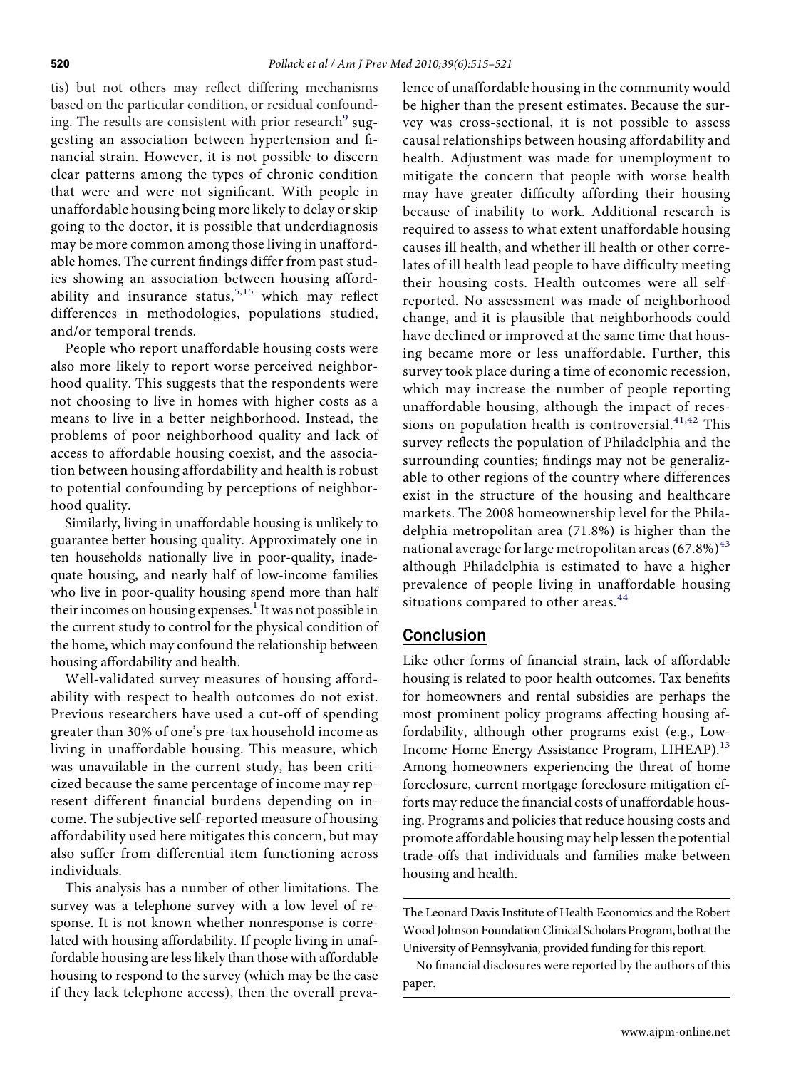tis) but not others may reflect differing mechanisms based on the particular condition, or residual confounding. The results are consistent with prior research[9] suggesting an association between hypertension and financial strain. However, it is not possible to discern clear patterns among the types of chronic condition that were and were not significant. With people in unaffordable housing being more likely to delay or skip going to the doctor, it is possible that underdiagnosis may be more common among those living in unaffordable homes. The current findings differ from past studies showing an association between housing affordability and insurance status,[5,15] which may reflect differences in methodologies, populations studied, and/or temporal trends.

People who report unaffordable housing costs were also more likely to report worse perceived neighborhood quality. This suggests that the respondents were not choosing to live in homes with higher costs as a means to live in a better neighborhood. Instead, the problems of poor neighborhood quality and lack of access to affordable housing coexist, and the association between housing affordability and health is robust to potential confounding by perceptions of neighborhood quality.

Similarly, living in unaffordable housing is unlikely to guarantee better housing quality. Approximately one in ten households nationally live in poor-quality, inadequate housing, and nearly half of low-income families who live in poor-quality housing spend more than half their incomes on housing expenses.[1] It was not possible in the current study to control for the physical condition of the home, which may confound the relationship between housing affordability and health.

Well-validated survey measures of housing affordability with respect to health outcomes do not exist. Previous researchers have used a cut-off of spending greater than 30% of one's pre-tax household income as living in unaffordable housing. This measure, which was unavailable in the current study, has been criticized because the same percentage of income may represent different financial burdens depending on income. The subjective self-reported measure of housing affordability used here mitigates this concern, but may also suffer from differential item functioning across individuals.

This analysis has a number of other limitations. The survey was a telephone survey with a low level of response. It is not known whether nonresponse is correlated with housing affordability. If people living in unaffordable housing are less likely than those with affordable housing to respond to the survey (which may be the case if they lack telephone access), then the overall prevalence of unaffordable housing in the community would be higher than the present estimates. Because the survey was cross-sectional, it is not possible to assess causal relationships between housing affordability and health. Adjustment was made for unemployment to mitigate the concern that people with worse health may have greater difficulty affording their housing because of inability to work. Additional research is required to assess to what extent unaffordable housing causes ill health, and whether ill health or other correlates of ill health lead people to have difficulty meeting their housing costs. Health outcomes were all self-reported. No assessment was made of neighborhood change, and it is plausible that neighborhoods could have declined or improved at the same time that housing became more or less unaffordable. Further, this survey took place during a time of economic recession, which may increase the number of people reporting unaffordable housing, although the impact of recessions on population health is controversial.[41,42] This survey reflects the population of Philadelphia and the surrounding counties; findings may not be generalizable to other regions of the country where differences exist in the structure of the housing and healthcare markets. The 2008 homeownership level for the Philadelphia metropolitan area (71.8%) is higher than the national average for large metropolitan areas (67.8%)[43] although Philadelphia is estimated to have a higher prevalence of people living in unaffordable housing situations compared to other areas.[44]

## Conclusion

Like other forms of financial strain, lack of affordable housing is related to poor health outcomes. Tax benefits for homeowners and rental subsidies are perhaps the most prominent policy programs affecting housing affordability, although other programs exist (e.g., Low-Income Home Energy Assistance Program, LIHEAP).[13] Among homeowners experiencing the threat of home foreclosure, current mortgage foreclosure mitigation efforts may reduce the financial costs of unaffordable housing. Programs and policies that reduce housing costs and promote affordable housing may help lessen the potential trade-offs that individuals and families make between housing and health.

---

The Leonard Davis Institute of Health Economics and the Robert Wood Johnson Foundation Clinical Scholars Program, both at the University of Pennsylvania, provided funding for this report.

No financial disclosures were reported by the authors of this paper.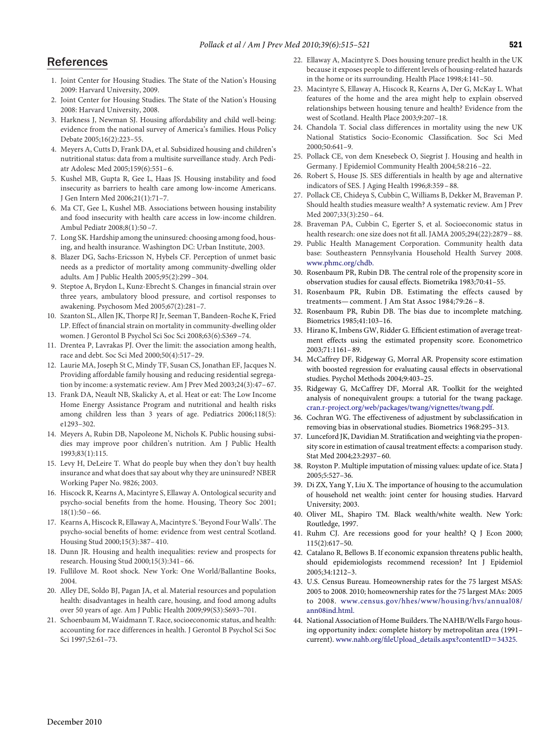## References

1. Joint Center for Housing Studies. The State of the Nation's Housing 2009: Harvard University, 2009.
2. Joint Center for Housing Studies. The State of the Nation's Housing 2008: Harvard University, 2008.
3. Harkness J, Newman SJ. Housing affordability and child well-being: evidence from the national survey of America's families. Hous Policy Debate 2005;16(2):223–55.
4. Meyers A, Cutts D, Frank DA, et al. Subsidized housing and children's nutritional status: data from a multisite surveillance study. Arch Pediatr Adolesc Med 2005;159(6):551–6.
5. Kushel MB, Gupta R, Gee L, Haas JS. Housing instability and food insecurity as barriers to health care among low-income Americans. J Gen Intern Med 2006;21(1):71–7.
6. Ma CT, Gee L, Kushel MB. Associations between housing instability and food insecurity with health care access in low-income children. Ambul Pediatr 2008;8(1):50–7.
7. Long SK. Hardship among the uninsured: choosing among food, housing, and health insurance. Washington DC: Urban Institute, 2003.
8. Blazer DG, Sachs-Ericsson N, Hybels CF. Perception of unmet basic needs as a predictor of mortality among community-dwelling older adults. Am J Public Health 2005;95(2):299–304.
9. Steptoe A, Brydon L, Kunz-Ebrecht S. Changes in financial strain over three years, ambulatory blood pressure, and cortisol responses to awakening. Psychosom Med 2005;67(2):281–7.
10. Szanton SL, Allen JK, Thorpe RJ Jr, Seeman T, Bandeen-Roche K, Fried LP. Effect of financial strain on mortality in community-dwelling older women. J Gerontol B Psychol Sci Soc Sci 2008;63(6):S369–74.
11. Drentea P, Lavrakas PJ. Over the limit: the association among health, race and debt. Soc Sci Med 2000;50(4):517–29.
12. Laurie MA, Joseph St C, Mindy TF, Susan CS, Jonathan EF, Jacques N. Providing affordable family housing and reducing residential segregation by income: a systematic review. Am J Prev Med 2003;24(3):47–67.
13. Frank DA, Neault NB, Skalicky A, et al. Heat or eat: The Low Income Home Energy Assistance Program and nutritional and health risks among children less than 3 years of age. Pediatrics 2006;118(5):e1293–302.
14. Meyers A, Rubin DB, Napoleone M, Nichols K. Public housing subsidies may improve poor children's nutrition. Am J Public Health 1993;83(1):115.
15. Levy H, DeLeire T. What do people buy when they don't buy health insurance and what does that say about why they are uninsured? NBER Working Paper No. 9826; 2003.
16. Hiscock R, Kearns A, Macintyre S, Ellaway A. Ontological security and psycho-social benefits from the home. Housing, Theory Soc 2001;18(1):50–66.
17. Kearns A, Hiscock R, Ellaway A, Macintyre S. 'Beyond Four Walls'. The psycho-social benefits of home: evidence from west central Scotland. Housing Stud 2000;15(3):387–410.
18. Dunn JR. Housing and health inequalities: review and prospects for research. Housing Stud 2000;15(3):341–66.
19. Fullilove M. Root shock. New York: One World/Ballantine Books, 2004.
20. Alley DE, Soldo BJ, Pagan JA, et al. Material resources and population health: disadvantages in health care, housing, and food among adults over 50 years of age. Am J Public Health 2009;99(S3):S693–701.
21. Schoenbaum M, Waidmann T. Race, socioeconomic status, and health: accounting for race differences in health. J Gerontol B Psychol Sci Soc Sci 1997;52:61–73.
22. Ellaway A, Macintyre S. Does housing tenure predict health in the UK because it exposes people to different levels of housing-related hazards in the home or its surrounding. Health Place 1998;4:141–50.
23. Macintyre S, Ellaway A, Hiscock R, Kearns A, Der G, McKay L. What features of the home and the area might help to explain observed relationships between housing tenure and health? Evidence from the west of Scotland. Health Place 2003;9:207–18.
24. Chandola T. Social class differences in mortality using the new UK National Statistics Socio-Economic Classification. Soc Sci Med 2000;50:641–9.
25. Pollack CE, von dem Knesebeck O, Siegrist J. Housing and health in Germany. J Epidemiol Community Health 2004;58:216–22.
26. Robert S, House JS. SES differentials in health by age and alternative indicators of SES. J Aging Health 1996;8:359–88.
27. Pollack CE, Chideya S, Cubbin C, Williams B, Dekker M, Braveman P. Should health studies measure wealth? A systematic review. Am J Prev Med 2007;33(3):250–64.
28. Braveman PA, Cubbin C, Egerter S, et al. Socioeconomic status in health research: one size does not fit all. JAMA 2005;294(22):2879–88.
29. Public Health Management Corporation. Community health data base: Southeastern Pennsylvania Household Health Survey 2008. www.phmc.org/chdb.
30. Rosenbaum PR, Rubin DB. The central role of the propensity score in observation studies for causal effects. Biometrika 1983;70:41–55.
31. Rosenbaum PR, Rubin DB. Estimating the effects caused by treatments— comment. J Am Stat Assoc 1984;79:26–8.
32. Rosenbaum PR, Rubin DB. The bias due to incomplete matching. Biometrics 1985;41:103–16.
33. Hirano K, Imbens GW, Ridder G. Efficient estimation of average treatment effects using the estimated propensity score. Econometrico 2003;71:1161–89.
34. McCaffrey DF, Ridgeway G, Morral AR. Propensity score estimation with boosted regression for evaluating causal effects in observational studies. Psychol Methods 2004;9:403–25.
35. Ridgeway G, McCaffrey DF, Morral AR. Toolkit for the weighted analysis of nonequivalent groups: a tutorial for the twang package. cran.r-project.org/web/packages/twang/vignettes/twang.pdf.
36. Cochran WG. The effectiveness of adjustment by subclassification in removing bias in observational studies. Biometrics 1968:295–313.
37. Lunceford JK, Davidian M. Stratification and weighting via the propensity score in estimation of causal treatment effects: a comparison study. Stat Med 2004;23:2937–60.
38. Royston P. Multiple imputation of missing values: update of ice. Stata J 2005;5:527–36.
39. Di ZX, Yang Y, Liu X. The importance of housing to the accumulation of household net wealth: joint center for housing studies. Harvard University; 2003.
40. Oliver ML, Shapiro TM. Black wealth/white wealth. New York: Routledge, 1997.
41. Ruhm CJ. Are recessions good for your health? Q J Econ 2000; 115(2):617–50.
42. Catalano R, Bellows B. If economic expansion threatens public health, should epidemiologists recommend recession? Int J Epidemiol 2005;34:1212–3.
43. U.S. Census Bureau. Homeownership rates for the 75 largest MSAS: 2005 to 2008. 2010; homeownership rates for the 75 largest MAs: 2005 to 2008. www.census.gov/hhes/www/housing/hvs/annual08/ann08ind.html.
44. National Association of Home Builders. The NAHB/Wells Fargo housing opportunity index: complete history by metropolitan area (1991–current). www.nahb.org/fileUpload_details.aspx?contentID=34325.